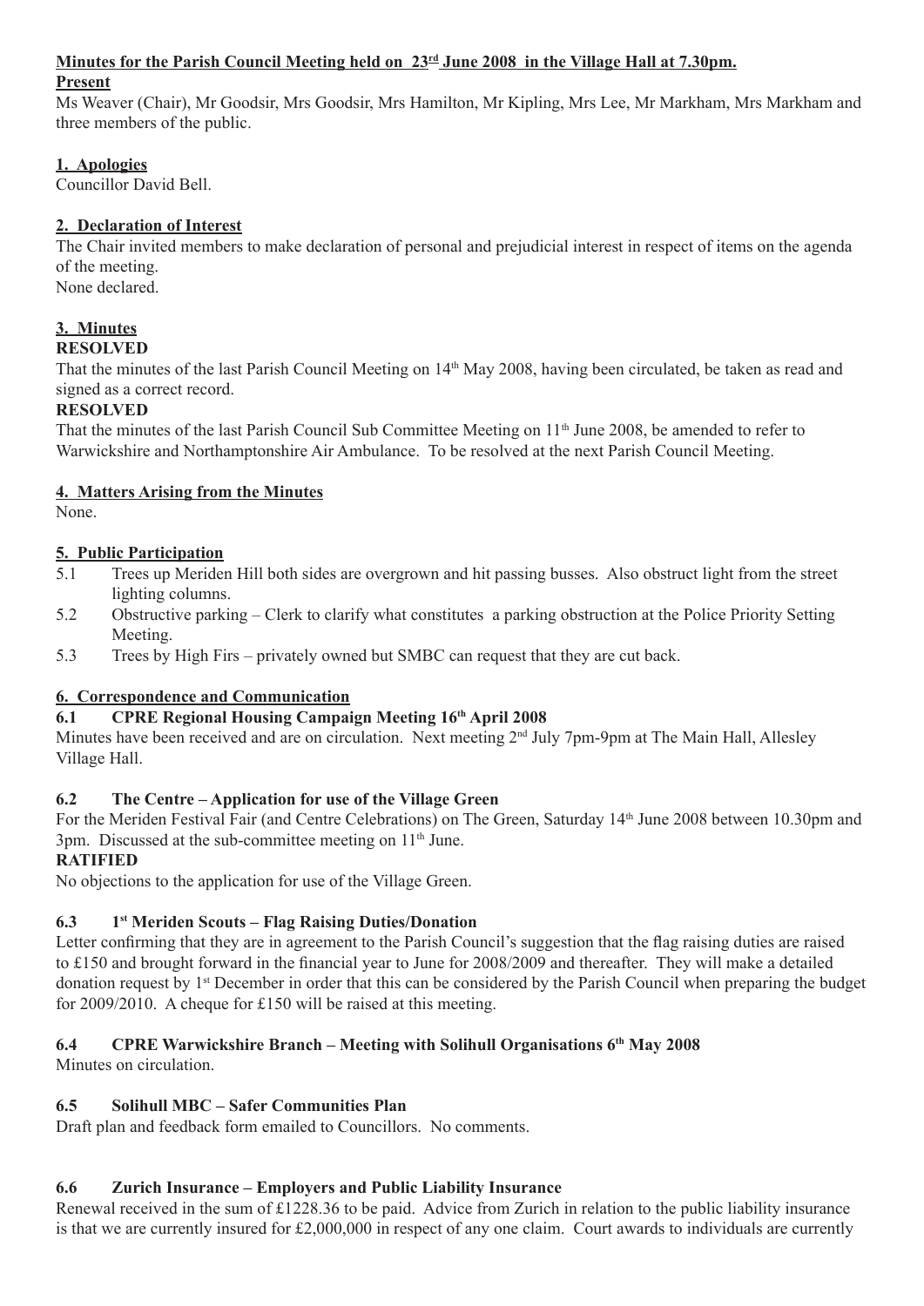**Minutes for the Parish Council Meeting held on 23rd June 2008 in the Village Hall at 7.30pm.**

**Present**

Ms Weaver (Chair), Mr Goodsir, Mrs Goodsir, Mrs Hamilton, Mr Kipling, Mrs Lee, Mr Markham, Mrs Markham and three members of the public.

**1. Apologies**

Councillor David Bell.

**2. Declaration of Interest**

The Chair invited members to make declaration of personal and prejudicial interest in respect of items on the agenda of the meeting.
None declared.

**3. Minutes**

**RESOLVED**

That the minutes of the last Parish Council Meeting on 14th May 2008, having been circulated, be taken as read and signed as a correct record.

**RESOLVED**

That the minutes of the last Parish Council Sub Committee Meeting on 11th June 2008, be amended to refer to Warwickshire and Northamptonshire Air Ambulance. To be resolved at the next Parish Council Meeting.

**4. Matters Arising from the Minutes**

None.

**5. Public Participation**

5.1 Trees up Meriden Hill both sides are overgrown and hit passing busses. Also obstruct light from the street lighting columns.

5.2 Obstructive parking – Clerk to clarify what constitutes a parking obstruction at the Police Priority Setting Meeting.

5.3 Trees by High Firs – privately owned but SMBC can request that they are cut back.

**6. Correspondence and Communication**

**6.1 CPRE Regional Housing Campaign Meeting 16th April 2008**

Minutes have been received and are on circulation. Next meeting 2nd July 7pm-9pm at The Main Hall, Allesley Village Hall.

**6.2 The Centre – Application for use of the Village Green**

For the Meriden Festival Fair (and Centre Celebrations) on The Green, Saturday 14th June 2008 between 10.30pm and 3pm. Discussed at the sub-committee meeting on 11th June.

**RATIFIED**

No objections to the application for use of the Village Green.

**6.3 1st Meriden Scouts – Flag Raising Duties/Donation**

Letter confirming that they are in agreement to the Parish Council's suggestion that the flag raising duties are raised to £150 and brought forward in the financial year to June for 2008/2009 and thereafter. They will make a detailed donation request by 1st December in order that this can be considered by the Parish Council when preparing the budget for 2009/2010. A cheque for £150 will be raised at this meeting.

**6.4 CPRE Warwickshire Branch – Meeting with Solihull Organisations 6th May 2008**

Minutes on circulation.

**6.5 Solihull MBC – Safer Communities Plan**

Draft plan and feedback form emailed to Councillors. No comments.

**6.6 Zurich Insurance – Employers and Public Liability Insurance**

Renewal received in the sum of £1228.36 to be paid. Advice from Zurich in relation to the public liability insurance is that we are currently insured for £2,000,000 in respect of any one claim. Court awards to individuals are currently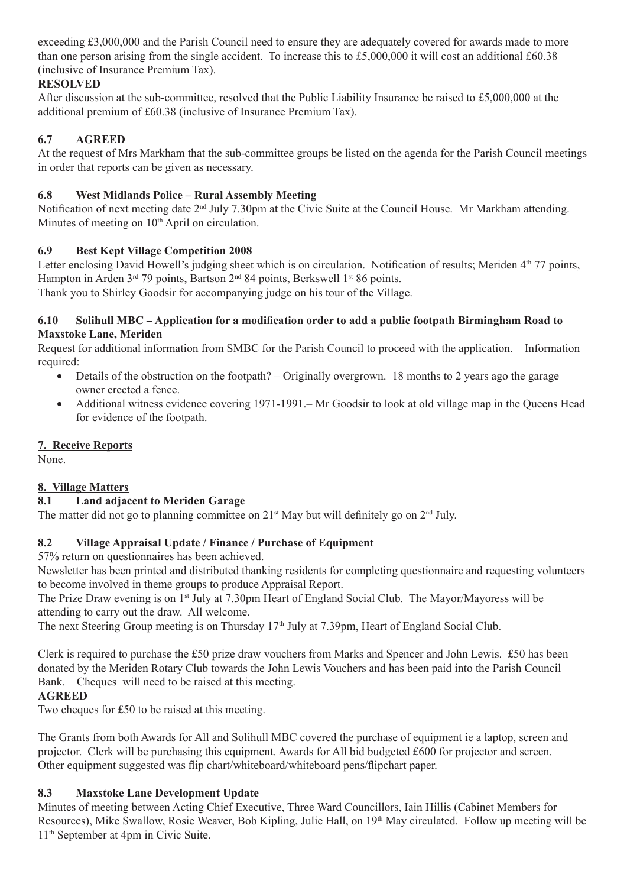exceeding £3,000,000 and the Parish Council need to ensure they are adequately covered for awards made to more than one person arising from the single accident. To increase this to £5,000,000 it will cost an additional £60.38 (inclusive of Insurance Premium Tax).

**RESOLVED**

After discussion at the sub-committee, resolved that the Public Liability Insurance be raised to £5,000,000 at the additional premium of £60.38 (inclusive of Insurance Premium Tax).

### 6.7 AGREED

At the request of Mrs Markham that the sub-committee groups be listed on the agenda for the Parish Council meetings in order that reports can be given as necessary.

### 6.8 West Midlands Police – Rural Assembly Meeting

Notification of next meeting date 2nd July 7.30pm at the Civic Suite at the Council House. Mr Markham attending. Minutes of meeting on 10th April on circulation.

### 6.9 Best Kept Village Competition 2008

Letter enclosing David Howell's judging sheet which is on circulation. Notification of results; Meriden 4th 77 points, Hampton in Arden 3rd 79 points, Bartson 2nd 84 points, Berkswell 1st 86 points.

Thank you to Shirley Goodsir for accompanying judge on his tour of the Village.

### 6.10 Solihull MBC – Application for a modification order to add a public footpath Birmingham Road to Maxstoke Lane, Meriden

Request for additional information from SMBC for the Parish Council to proceed with the application. Information required:

- Details of the obstruction on the footpath? – Originally overgrown. 18 months to 2 years ago the garage owner erected a fence.
- Additional witness evidence covering 1971-1991.– Mr Goodsir to look at old village map in the Queens Head for evidence of the footpath.

## 7. Receive Reports

None.

## 8. Village Matters

### 8.1 Land adjacent to Meriden Garage

The matter did not go to planning committee on 21st May but will definitely go on 2nd July.

### 8.2 Village Appraisal Update / Finance / Purchase of Equipment

57% return on questionnaires has been achieved.

Newsletter has been printed and distributed thanking residents for completing questionnaire and requesting volunteers to become involved in theme groups to produce Appraisal Report.

The Prize Draw evening is on 1st July at 7.30pm Heart of England Social Club. The Mayor/Mayoress will be attending to carry out the draw. All welcome.

The next Steering Group meeting is on Thursday 17th July at 7.39pm, Heart of England Social Club.

Clerk is required to purchase the £50 prize draw vouchers from Marks and Spencer and John Lewis. £50 has been donated by the Meriden Rotary Club towards the John Lewis Vouchers and has been paid into the Parish Council Bank. Cheques will need to be raised at this meeting.

**AGREED**

Two cheques for £50 to be raised at this meeting.

The Grants from both Awards for All and Solihull MBC covered the purchase of equipment ie a laptop, screen and projector. Clerk will be purchasing this equipment. Awards for All bid budgeted £600 for projector and screen. Other equipment suggested was flip chart/whiteboard/whiteboard pens/flipchart paper.

### 8.3 Maxstoke Lane Development Update

Minutes of meeting between Acting Chief Executive, Three Ward Councillors, Iain Hillis (Cabinet Members for Resources), Mike Swallow, Rosie Weaver, Bob Kipling, Julie Hall, on 19th May circulated. Follow up meeting will be 11th September at 4pm in Civic Suite.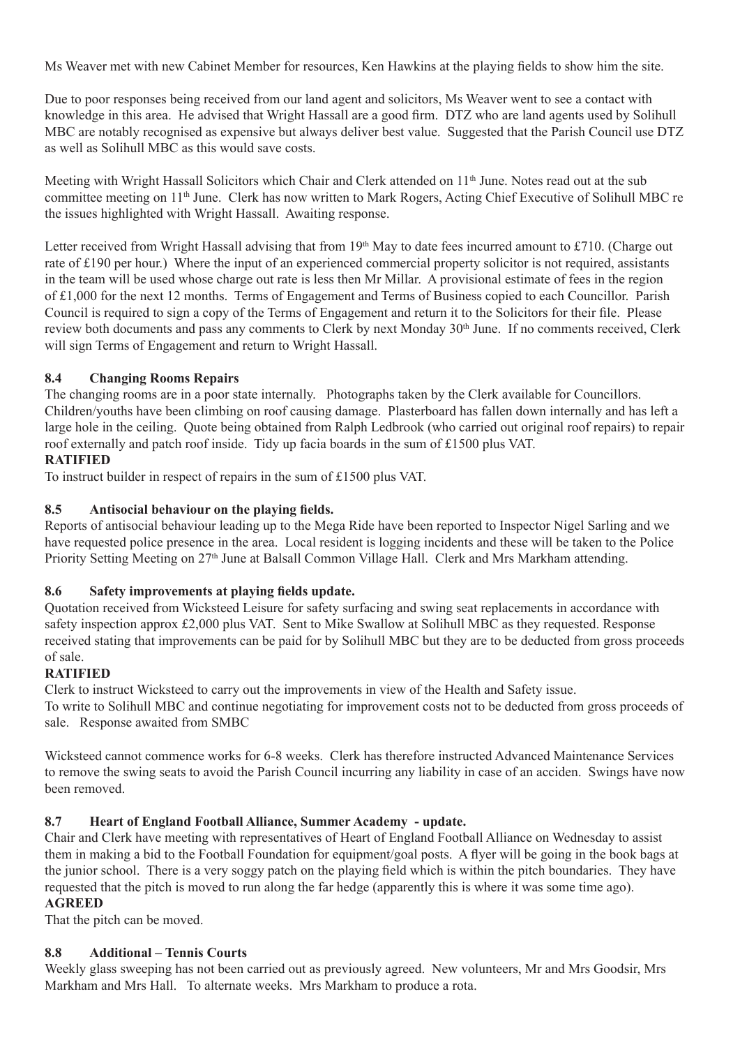Ms Weaver met with new Cabinet Member for resources, Ken Hawkins at the playing fields to show him the site.

Due to poor responses being received from our land agent and solicitors, Ms Weaver went to see a contact with knowledge in this area. He advised that Wright Hassall are a good firm. DTZ who are land agents used by Solihull MBC are notably recognised as expensive but always deliver best value. Suggested that the Parish Council use DTZ as well as Solihull MBC as this would save costs.

Meeting with Wright Hassall Solicitors which Chair and Clerk attended on 11th June. Notes read out at the sub committee meeting on 11th June. Clerk has now written to Mark Rogers, Acting Chief Executive of Solihull MBC re the issues highlighted with Wright Hassall. Awaiting response.

Letter received from Wright Hassall advising that from 19th May to date fees incurred amount to £710. (Charge out rate of £190 per hour.) Where the input of an experienced commercial property solicitor is not required, assistants in the team will be used whose charge out rate is less then Mr Millar. A provisional estimate of fees in the region of £1,000 for the next 12 months. Terms of Engagement and Terms of Business copied to each Councillor. Parish Council is required to sign a copy of the Terms of Engagement and return it to the Solicitors for their file. Please review both documents and pass any comments to Clerk by next Monday 30th June. If no comments received, Clerk will sign Terms of Engagement and return to Wright Hassall.

**8.4 Changing Rooms Repairs**

The changing rooms are in a poor state internally. Photographs taken by the Clerk available for Councillors. Children/youths have been climbing on roof causing damage. Plasterboard has fallen down internally and has left a large hole in the ceiling. Quote being obtained from Ralph Ledbrook (who carried out original roof repairs) to repair roof externally and patch roof inside. Tidy up facia boards in the sum of £1500 plus VAT.

**RATIFIED**

To instruct builder in respect of repairs in the sum of £1500 plus VAT.

**8.5 Antisocial behaviour on the playing fields.**

Reports of antisocial behaviour leading up to the Mega Ride have been reported to Inspector Nigel Sarling and we have requested police presence in the area. Local resident is logging incidents and these will be taken to the Police Priority Setting Meeting on 27th June at Balsall Common Village Hall. Clerk and Mrs Markham attending.

**8.6 Safety improvements at playing fields update.**

Quotation received from Wicksteed Leisure for safety surfacing and swing seat replacements in accordance with safety inspection approx £2,000 plus VAT. Sent to Mike Swallow at Solihull MBC as they requested. Response received stating that improvements can be paid for by Solihull MBC but they are to be deducted from gross proceeds of sale.

**RATIFIED**

Clerk to instruct Wicksteed to carry out the improvements in view of the Health and Safety issue.
To write to Solihull MBC and continue negotiating for improvement costs not to be deducted from gross proceeds of sale. Response awaited from SMBC

Wicksteed cannot commence works for 6-8 weeks. Clerk has therefore instructed Advanced Maintenance Services to remove the swing seats to avoid the Parish Council incurring any liability in case of an acciden. Swings have now been removed.

**8.7 Heart of England Football Alliance, Summer Academy - update.**

Chair and Clerk have meeting with representatives of Heart of England Football Alliance on Wednesday to assist them in making a bid to the Football Foundation for equipment/goal posts. A flyer will be going in the book bags at the junior school. There is a very soggy patch on the playing field which is within the pitch boundaries. They have requested that the pitch is moved to run along the far hedge (apparently this is where it was some time ago).

**AGREED**

That the pitch can be moved.

**8.8 Additional – Tennis Courts**

Weekly glass sweeping has not been carried out as previously agreed. New volunteers, Mr and Mrs Goodsir, Mrs Markham and Mrs Hall. To alternate weeks. Mrs Markham to produce a rota.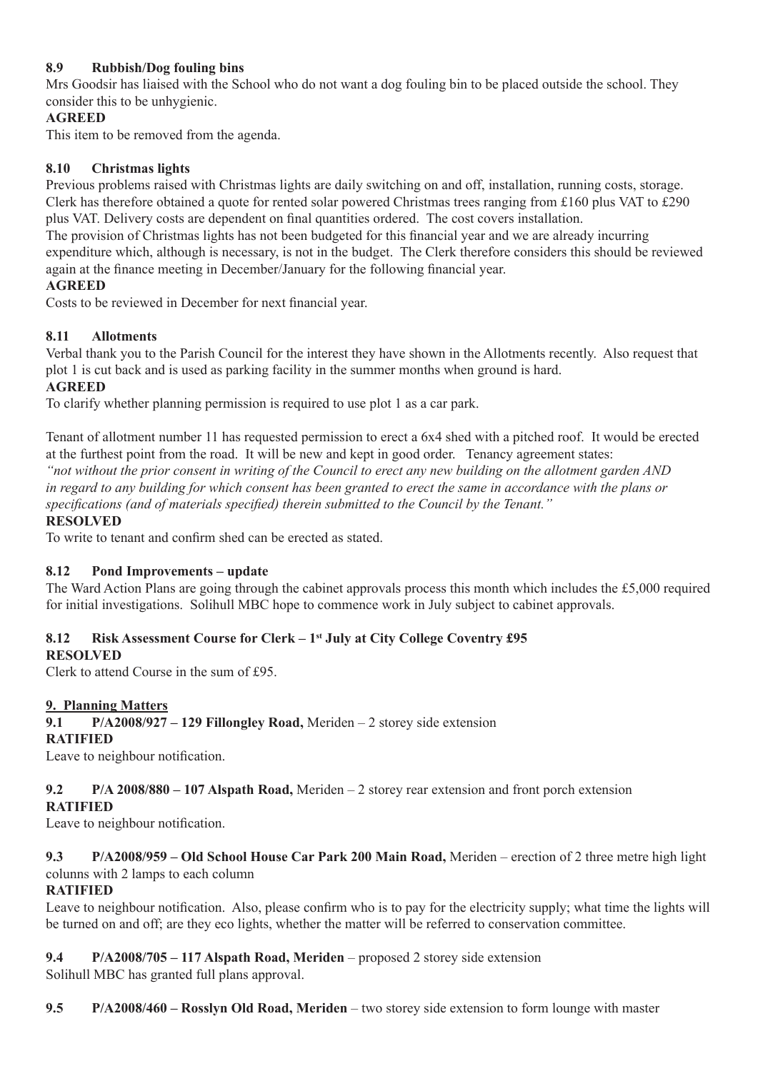### 8.9 Rubbish/Dog fouling bins

Mrs Goodsir has liaised with the School who do not want a dog fouling bin to be placed outside the school. They consider this to be unhygienic.

**AGREED**

This item to be removed from the agenda.

### 8.10 Christmas lights

Previous problems raised with Christmas lights are daily switching on and off, installation, running costs, storage. Clerk has therefore obtained a quote for rented solar powered Christmas trees ranging from £160 plus VAT to £290 plus VAT. Delivery costs are dependent on final quantities ordered. The cost covers installation.

The provision of Christmas lights has not been budgeted for this financial year and we are already incurring expenditure which, although is necessary, is not in the budget. The Clerk therefore considers this should be reviewed again at the finance meeting in December/January for the following financial year.

**AGREED**

Costs to be reviewed in December for next financial year.

### 8.11 Allotments

Verbal thank you to the Parish Council for the interest they have shown in the Allotments recently. Also request that plot 1 is cut back and is used as parking facility in the summer months when ground is hard.

**AGREED**

To clarify whether planning permission is required to use plot 1 as a car park.

Tenant of allotment number 11 has requested permission to erect a 6x4 shed with a pitched roof. It would be erected at the furthest point from the road. It will be new and kept in good order. Tenancy agreement states:

*"not without the prior consent in writing of the Council to erect any new building on the allotment garden AND in regard to any building for which consent has been granted to erect the same in accordance with the plans or specifications (and of materials specified) therein submitted to the Council by the Tenant."*

**RESOLVED**

To write to tenant and confirm shed can be erected as stated.

### 8.12 Pond Improvements – update

The Ward Action Plans are going through the cabinet approvals process this month which includes the £5,000 required for initial investigations. Solihull MBC hope to commence work in July subject to cabinet approvals.

### 8.12 Risk Assessment Course for Clerk – 1st July at City College Coventry £95

**RESOLVED**

Clerk to attend Course in the sum of £95.

## 9. Planning Matters

**9.1 P/A2008/927 – 129 Fillongley Road,** Meriden – 2 storey side extension

**RATIFIED**

Leave to neighbour notification.

**9.2 P/A 2008/880 – 107 Alspath Road,** Meriden – 2 storey rear extension and front porch extension

**RATIFIED**

Leave to neighbour notification.

**9.3 P/A2008/959 – Old School House Car Park 200 Main Road,** Meriden – erection of 2 three metre high light colunns with 2 lamps to each column

**RATIFIED**

Leave to neighbour notification. Also, please confirm who is to pay for the electricity supply; what time the lights will be turned on and off; are they eco lights, whether the matter will be referred to conservation committee.

**9.4 P/A2008/705 – 117 Alspath Road, Meriden** – proposed 2 storey side extension

Solihull MBC has granted full plans approval.

**9.5 P/A2008/460 – Rosslyn Old Road, Meriden** – two storey side extension to form lounge with master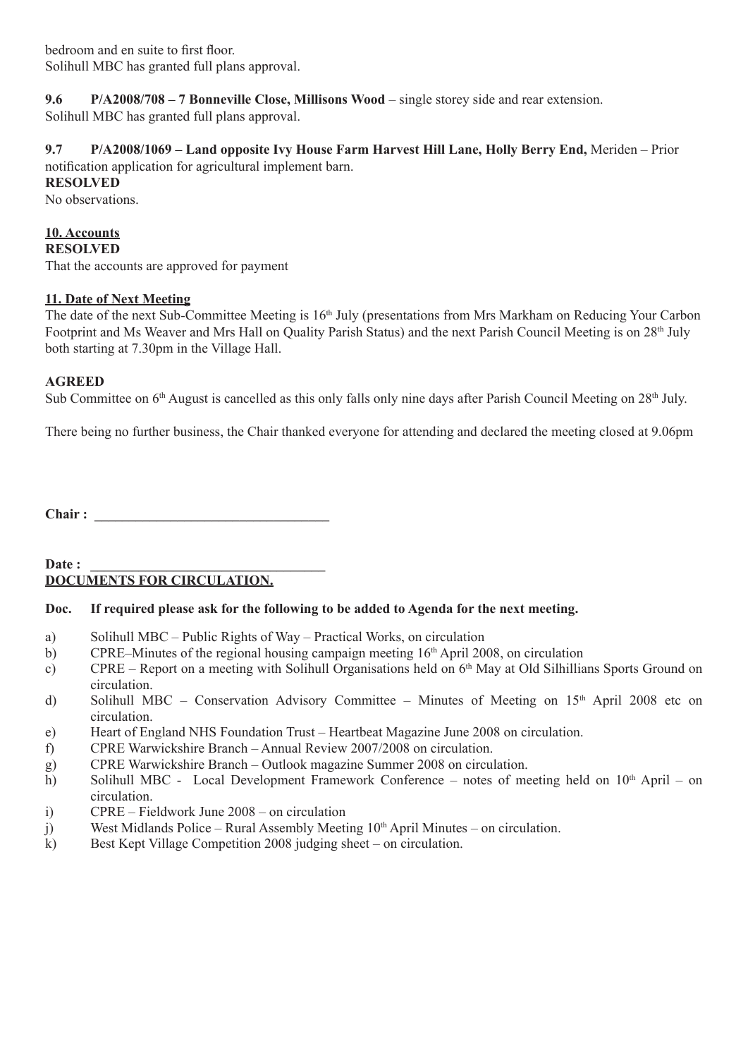bedroom and en suite to first floor.
Solihull MBC has granted full plans approval.

**9.6 P/A2008/708 – 7 Bonneville Close, Millisons Wood** – single storey side and rear extension.
Solihull MBC has granted full plans approval.

**9.7 P/A2008/1069 – Land opposite Ivy House Farm Harvest Hill Lane, Holly Berry End,** Meriden – Prior notification application for agricultural implement barn.

**RESOLVED**

No observations.

**10. Accounts**

**RESOLVED**

That the accounts are approved for payment

**11. Date of Next Meeting**

The date of the next Sub-Committee Meeting is 16th July (presentations from Mrs Markham on Reducing Your Carbon Footprint and Ms Weaver and Mrs Hall on Quality Parish Status) and the next Parish Council Meeting is on 28th July both starting at 7.30pm in the Village Hall.

**AGREED**

Sub Committee on 6th August is cancelled as this only falls only nine days after Parish Council Meeting on 28th July.

There being no further business, the Chair thanked everyone for attending and declared the meeting closed at 9.06pm

**Chair : \_\_\_\_\_\_\_\_\_\_\_\_\_\_\_\_\_\_\_\_\_\_\_\_\_\_\_\_\_\_\_\_\_\_**

**Date : \_\_\_\_\_\_\_\_\_\_\_\_\_\_\_\_\_\_\_\_\_\_\_\_\_\_\_\_\_\_\_\_\_\_**

**DOCUMENTS FOR CIRCULATION.**

**Doc. If required please ask for the following to be added to Agenda for the next meeting.**

a) Solihull MBC – Public Rights of Way – Practical Works, on circulation
b) CPRE–Minutes of the regional housing campaign meeting 16th April 2008, on circulation
c) CPRE – Report on a meeting with Solihull Organisations held on 6th May at Old Silhillians Sports Ground on circulation.
d) Solihull MBC – Conservation Advisory Committee – Minutes of Meeting on 15th April 2008 etc on circulation.
e) Heart of England NHS Foundation Trust – Heartbeat Magazine June 2008 on circulation.
f) CPRE Warwickshire Branch – Annual Review 2007/2008 on circulation.
g) CPRE Warwickshire Branch – Outlook magazine Summer 2008 on circulation.
h) Solihull MBC - Local Development Framework Conference – notes of meeting held on 10th April – on circulation.
i) CPRE – Fieldwork June 2008 – on circulation
j) West Midlands Police – Rural Assembly Meeting 10th April Minutes – on circulation.
k) Best Kept Village Competition 2008 judging sheet – on circulation.